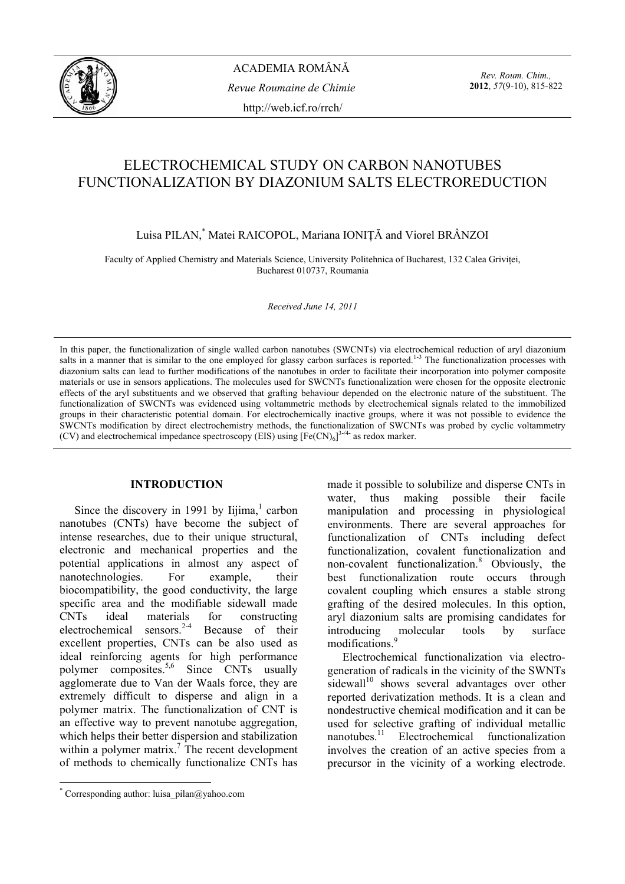ACADEMIA ROMÂNĂ

*Revue Roumaine de Chimie*

http://web.icf.ro/rrch/

# ELECTROCHEMICAL STUDY ON CARBON NANOTUBES FUNCTIONALIZATION BY DIAZONIUM SALTS ELECTROREDUCTION

Luisa PILAN,[*] Matei RAICOPOL, Mariana IONIȚĂ and Viorel BRÂNZOI

Faculty of Applied Chemistry and Materials Science, University Politehnica of Bucharest, 132 Calea Griviței, Bucharest 010737, Roumania

*Received June 14, 2011*

In this paper, the functionalization of single walled carbon nanotubes (SWCNTs) via electrochemical reduction of aryl diazonium salts in a manner that is similar to the one employed for glassy carbon surfaces is reported.[1-3] The functionalization processes with diazonium salts can lead to further modifications of the nanotubes in order to facilitate their incorporation into polymer composite materials or use in sensors applications. The molecules used for SWCNTs functionalization were chosen for the opposite electronic effects of the aryl substituents and we observed that grafting behaviour depended on the electronic nature of the substituent. The functionalization of SWCNTs was evidenced using voltammetric methods by electrochemical signals related to the immobilized groups in their characteristic potential domain. For electrochemically inactive groups, where it was not possible to evidence the SWCNTs modification by direct electrochemistry methods, the functionalization of SWCNTs was probed by cyclic voltammetry (CV) and electrochemical impedance spectroscopy (EIS) using $[Fe(CN)_6]^{3-/4-}$ as redox marker.

## INTRODUCTION

Since the discovery in 1991 by Iijima,[1] carbon nanotubes (CNTs) have become the subject of intense researches, due to their unique structural, electronic and mechanical properties and the potential applications in almost any aspect of nanotechnologies. For example, their biocompatibility, the good conductivity, the large specific area and the modifiable sidewall made CNTs ideal materials for constructing electrochemical sensors.[2-4] Because of their excellent properties, CNTs can be also used as ideal reinforcing agents for high performance polymer composites.[5,6] Since CNTs usually agglomerate due to Van der Waals force, they are extremely difficult to disperse and align in a polymer matrix. The functionalization of CNT is an effective way to prevent nanotube aggregation, which helps their better dispersion and stabilization within a polymer matrix.[7] The recent development of methods to chemically functionalize CNTs has made it possible to solubilize and disperse CNTs in water, thus making possible their facile manipulation and processing in physiological environments. There are several approaches for functionalization of CNTs including defect functionalization, covalent functionalization and non-covalent functionalization.[8] Obviously, the best functionalization route occurs through covalent coupling which ensures a stable strong grafting of the desired molecules. In this option, aryl diazonium salts are promising candidates for introducing molecular tools by surface modifications.[9]

Electrochemical functionalization via electrogeneration of radicals in the vicinity of the SWNTs sidewall[10] shows several advantages over other reported derivatization methods. It is a clean and nondestructive chemical modification and it can be used for selective grafting of individual metallic nanotubes.[11] Electrochemical functionalization involves the creation of an active species from a precursor in the vicinity of a working electrode.

[*] Corresponding author: luisa_pilan@yahoo.com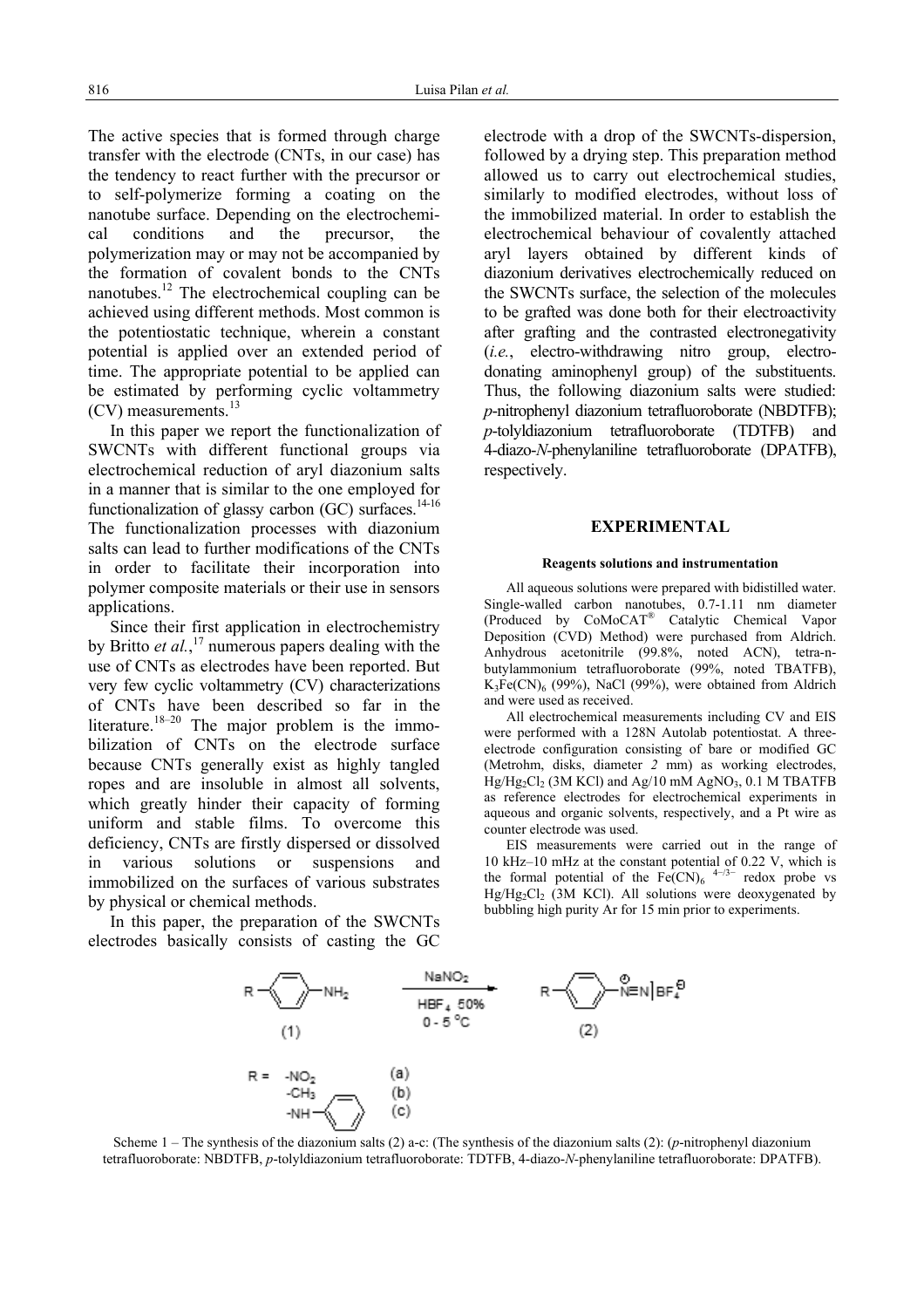The active species that is formed through charge transfer with the electrode (CNTs, in our case) has the tendency to react further with the precursor or to self-polymerize forming a coating on the nanotube surface. Depending on the electrochemical conditions and the precursor, the polymerization may or may not be accompanied by the formation of covalent bonds to the CNTs nanotubes.[12] The electrochemical coupling can be achieved using different methods. Most common is the potentiostatic technique, wherein a constant potential is applied over an extended period of time. The appropriate potential to be applied can be estimated by performing cyclic voltammetry (CV) measurements.[13]

In this paper we report the functionalization of SWCNTs with different functional groups via electrochemical reduction of aryl diazonium salts in a manner that is similar to the one employed for functionalization of glassy carbon (GC) surfaces.[14-16] The functionalization processes with diazonium salts can lead to further modifications of the CNTs in order to facilitate their incorporation into polymer composite materials or their use in sensors applications.

Since their first application in electrochemistry by Britto *et al.*,[17] numerous papers dealing with the use of CNTs as electrodes have been reported. But very few cyclic voltammetry (CV) characterizations of CNTs have been described so far in the literature.[18–20] The major problem is the immobilization of CNTs on the electrode surface because CNTs generally exist as highly tangled ropes and are insoluble in almost all solvents, which greatly hinder their capacity of forming uniform and stable films. To overcome this deficiency, CNTs are firstly dispersed or dissolved in various solutions or suspensions and immobilized on the surfaces of various substrates by physical or chemical methods.

In this paper, the preparation of the SWCNTs electrodes basically consists of casting the GC electrode with a drop of the SWCNTs-dispersion, followed by a drying step. This preparation method allowed us to carry out electrochemical studies, similarly to modified electrodes, without loss of the immobilized material. In order to establish the electrochemical behaviour of covalently attached aryl layers obtained by different kinds of diazonium derivatives electrochemically reduced on the SWCNTs surface, the selection of the molecules to be grafted was done both for their electroactivity after grafting and the contrasted electronegativity (*i.e.*, electro-withdrawing nitro group, electro-donating aminophenyl group) of the substituents. Thus, the following diazonium salts were studied: *p*-nitrophenyl diazonium tetrafluoroborate (NBDTFB); *p*-tolyldiazonium tetrafluoroborate (TDTFB) and 4-diazo-*N*-phenylaniline tetrafluoroborate (DPATFB), respectively.

## EXPERIMENTAL

### Reagents solutions and instrumentation

All aqueous solutions were prepared with bidistilled water. Single-walled carbon nanotubes, 0.7-1.11 nm diameter (Produced by CoMoCAT® Catalytic Chemical Vapor Deposition (CVD) Method) were purchased from Aldrich. Anhydrous acetonitrile (99.8%, noted ACN), tetra-n-butylammonium tetrafluoroborate (99%, noted TBATFB), $K_3Fe(CN)_6$ (99%), NaCl (99%), were obtained from Aldrich and were used as received.

All electrochemical measurements including CV and EIS were performed with a 128N Autolab potentiostat. A three-electrode configuration consisting of bare or modified GC (Metrohm, disks, diameter *2* mm) as working electrodes, $Hg/Hg_2Cl_2$ (3M KCl) and Ag/10 mM $AgNO_3$, 0.1 M TBATFB as reference electrodes for electrochemical experiments in aqueous and organic solvents, respectively, and a Pt wire as counter electrode was used.

EIS measurements were carried out in the range of 10 kHz–10 mHz at the constant potential of 0.22 V, which is the formal potential of the $Fe(CN)_6^{\ 4-/3-}$ redox probe vs $Hg/Hg_2Cl_2$ (3M KCl). All solutions were deoxygenated by bubbling high purity Ar for 15 min prior to experiments.

R–C6H4–NH2 (1) → [NaNO2, HBF4 50%, 0 - 5 °C] → R–C6H4–N⁺≡N BF4⁻ (2)

R = -NO2 (a)
-CH3 (b)
-NH–C6H5 (c)

Scheme 1 – The synthesis of the diazonium salts (2) a-c: (The synthesis of the diazonium salts (2): (*p*-nitrophenyl diazonium tetrafluoroborate: NBDTFB, *p*-tolyldiazonium tetrafluoroborate: TDTFB, 4-diazo-*N*-phenylaniline tetrafluoroborate: DPATFB).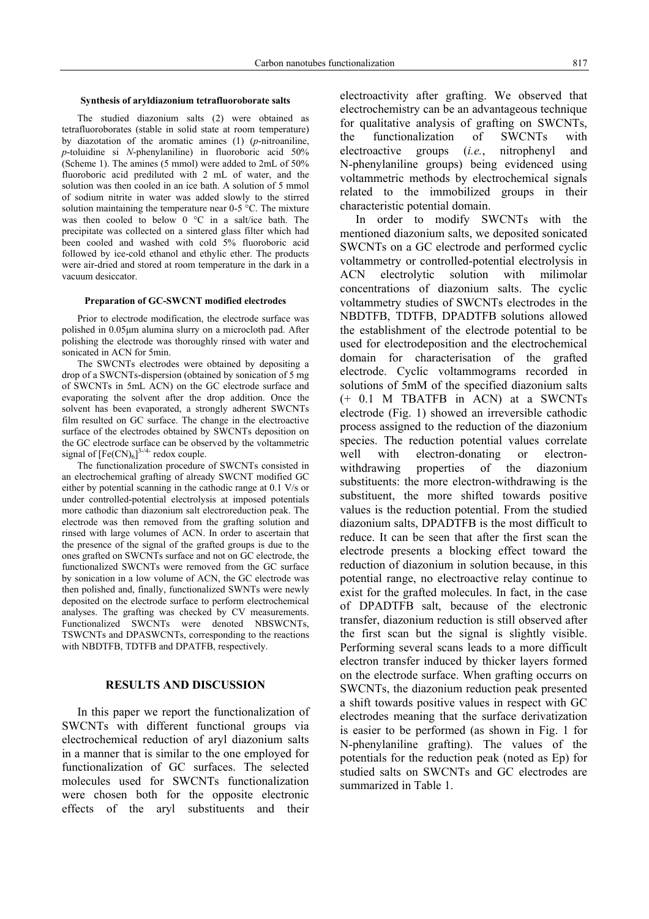#### Synthesis of aryldiazonium tetrafluoroborate salts

The studied diazonium salts (2) were obtained as tetrafluoroborates (stable in solid state at room temperature) by diazotation of the aromatic amines (1) (*p*-nitroaniline, *p*-toluidine si *N*-phenylaniline) in fluoroboric acid 50% (Scheme 1). The amines (5 mmol) were added to 2mL of 50% fluoroboric acid prediluted with 2 mL of water, and the solution was then cooled in an ice bath. A solution of 5 mmol of sodium nitrite in water was added slowly to the stirred solution maintaining the temperature near 0-5 °C. The mixture was then cooled to below 0 °C in a salt/ice bath. The precipitate was collected on a sintered glass filter which had been cooled and washed with cold 5% fluoroboric acid followed by ice-cold ethanol and ethylic ether. The products were air-dried and stored at room temperature in the dark in a vacuum desiccator.

#### Preparation of GC-SWCNT modified electrodes

Prior to electrode modification, the electrode surface was polished in 0.05μm alumina slurry on a microcloth pad. After polishing the electrode was thoroughly rinsed with water and sonicated in ACN for 5min.

The SWCNTs electrodes were obtained by depositing a drop of a SWCNTs-dispersion (obtained by sonication of 5 mg of SWCNTs in 5mL ACN) on the GC electrode surface and evaporating the solvent after the drop addition. Once the solvent has been evaporated, a strongly adherent SWCNTs film resulted on GC surface. The change in the electroactive surface of the electrodes obtained by SWCNTs deposition on the GC electrode surface can be observed by the voltammetric signal of $[Fe(CN)_6]^{3-/4-}$ redox couple.

The functionalization procedure of SWCNTs consisted in an electrochemical grafting of already SWCNT modified GC either by potential scanning in the cathodic range at 0.1 V/s or under controlled-potential electrolysis at imposed potentials more cathodic than diazonium salt electroreduction peak. The electrode was then removed from the grafting solution and rinsed with large volumes of ACN. In order to ascertain that the presence of the signal of the grafted groups is due to the ones grafted on SWCNTs surface and not on GC electrode, the functionalized SWCNTs were removed from the GC surface by sonication in a low volume of ACN, the GC electrode was then polished and, finally, functionalized SWNTs were newly deposited on the electrode surface to perform electrochemical analyses. The grafting was checked by CV measurements. Functionalized SWCNTs were denoted NBSWCNTs, TSWCNTs and DPASWCNTs, corresponding to the reactions with NBDTFB, TDTFB and DPATFB, respectively.

## RESULTS AND DISCUSSION

In this paper we report the functionalization of SWCNTs with different functional groups via electrochemical reduction of aryl diazonium salts in a manner that is similar to the one employed for functionalization of GC surfaces. The selected molecules used for SWCNTs functionalization were chosen both for the opposite electronic effects of the aryl substituents and their electroactivity after grafting. We observed that electrochemistry can be an advantageous technique for qualitative analysis of grafting on SWCNTs, the functionalization of SWCNTs with electroactive groups (*i.e.*, nitrophenyl and N-phenylaniline groups) being evidenced using voltammetric methods by electrochemical signals related to the immobilized groups in their characteristic potential domain.

In order to modify SWCNTs with the mentioned diazonium salts, we deposited sonicated SWCNTs on a GC electrode and performed cyclic voltammetry or controlled-potential electrolysis in ACN electrolytic solution with milimolar concentrations of diazonium salts. The cyclic voltammetry studies of SWCNTs electrodes in the NBDTFB, TDTFB, DPADTFB solutions allowed the establishment of the electrode potential to be used for electrodeposition and the electrochemical domain for characterisation of the grafted electrode. Cyclic voltammograms recorded in solutions of 5mM of the specified diazonium salts (+ 0.1 M TBATFB in ACN) at a SWCNTs electrode (Fig. 1) showed an irreversible cathodic process assigned to the reduction of the diazonium species. The reduction potential values correlate well with electron-donating or electron-withdrawing properties of the diazonium substituents: the more electron-withdrawing is the substituent, the more shifted towards positive values is the reduction potential. From the studied diazonium salts, DPADTFB is the most difficult to reduce. It can be seen that after the first scan the electrode presents a blocking effect toward the reduction of diazonium in solution because, in this potential range, no electroactive relay continue to exist for the grafted molecules. In fact, in the case of DPADTFB salt, because of the electronic transfer, diazonium reduction is still observed after the first scan but the signal is slightly visible. Performing several scans leads to a more difficult electron transfer induced by thicker layers formed on the electrode surface. When grafting occurrs on SWCNTs, the diazonium reduction peak presented a shift towards positive values in respect with GC electrodes meaning that the surface derivatization is easier to be performed (as shown in Fig. 1 for N-phenylaniline grafting). The values of the potentials for the reduction peak (noted as Ep) for studied salts on SWCNTs and GC electrodes are summarized in Table 1.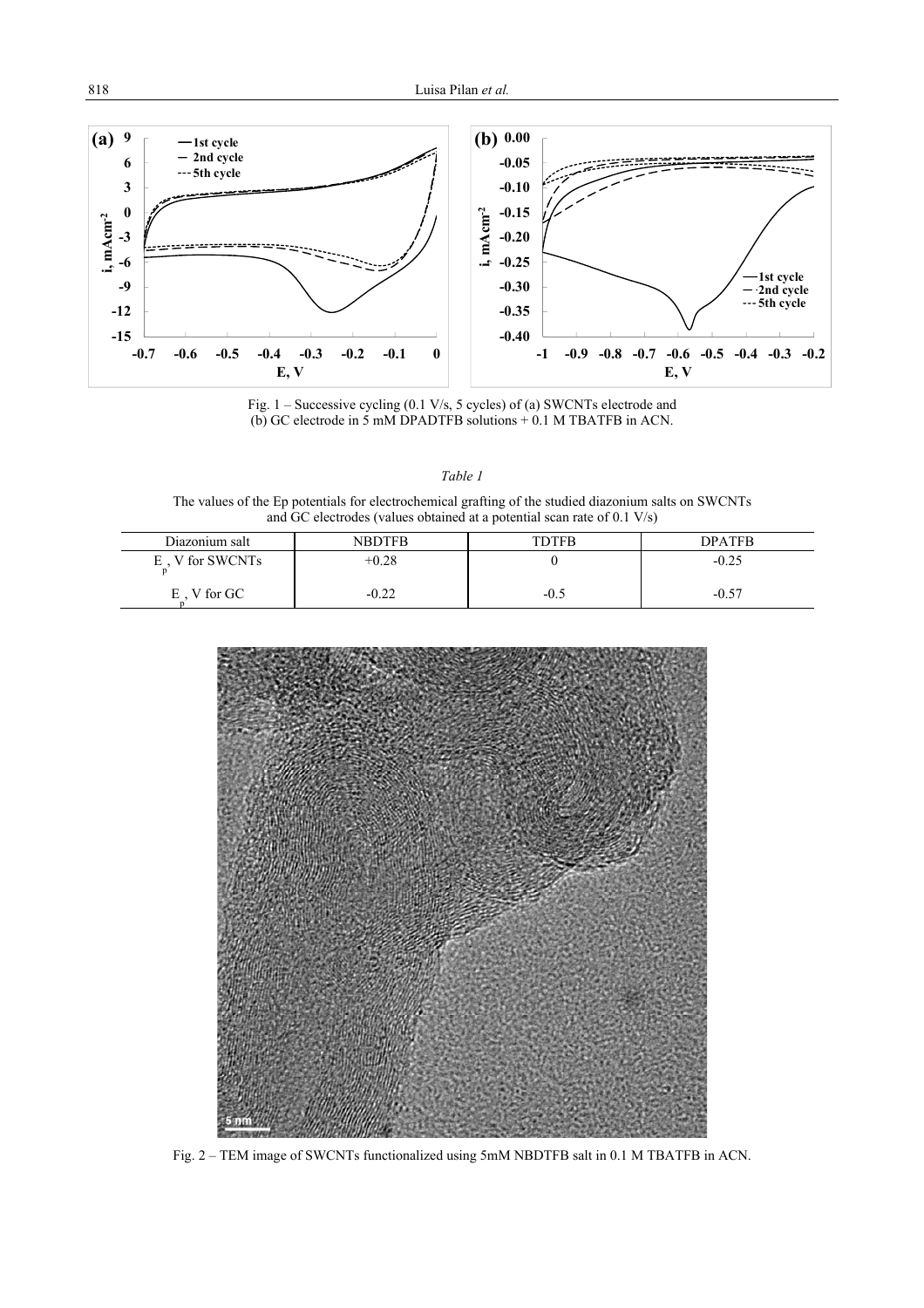(a)

1st cycle
2nd cycle
5th cycle

i, mAcm$^{-2}$

9
6
3
0
-3
-6
-9
-12
-15

-0.7 -0.6 -0.5 -0.4 -0.3 -0.2 -0.1 0

E, V

(b)

i, mAcm$^{-2}$

0.00
-0.05
-0.10
-0.15
-0.20
-0.25
-0.30
-0.35
-0.40

1st cycle
2nd cycle
5th cycle

-1 -0.9 -0.8 -0.7 -0.6 -0.5 -0.4 -0.3 -0.2

E, V

Fig. 1 – Successive cycling (0.1 V/s, 5 cycles) of (a) SWCNTs electrode and (b) GC electrode in 5 mM DPADTFB solutions + 0.1 M TBATFB in ACN.

*Table 1*

The values of the Ep potentials for electrochemical grafting of the studied diazonium salts on SWCNTs and GC electrodes (values obtained at a potential scan rate of 0.1 V/s)

| Diazonium salt | NBDTFB | TDTFB | DPATFB |
|---|---|---|---|
| $E_p$, V for SWCNTs | +0.28 | 0 | -0.25 |
| $E_p$, V for GC | -0.22 | -0.5 | -0.57 |

5 nm

Fig. 2 – TEM image of SWCNTs functionalized using 5mM NBDTFB salt in 0.1 M TBATFB in ACN.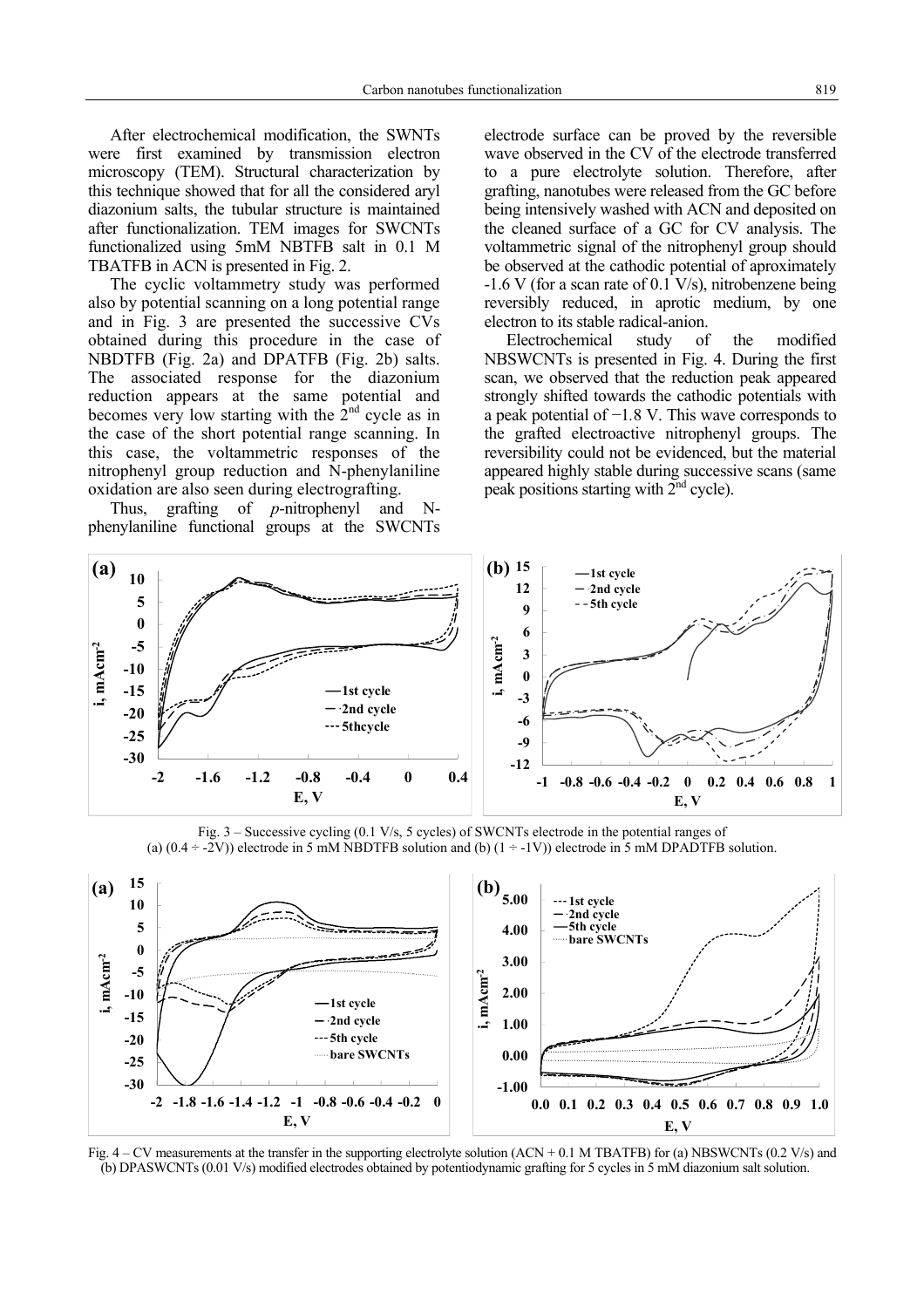After electrochemical modification, the SWNTs were first examined by transmission electron microscopy (TEM). Structural characterization by this technique showed that for all the considered aryl diazonium salts, the tubular structure is maintained after functionalization. TEM images for SWCNTs functionalized using 5mM NBTFB salt in 0.1 M TBATFB in ACN is presented in Fig. 2.

The cyclic voltammetry study was performed also by potential scanning on a long potential range and in Fig. 3 are presented the successive CVs obtained during this procedure in the case of NBDTFB (Fig. 2a) and DPATFB (Fig. 2b) salts. The associated response for the diazonium reduction appears at the same potential and becomes very low starting with the 2[nd] cycle as in the case of the short potential range scanning. In this case, the voltammetric responses of the nitrophenyl group reduction and N-phenylaniline oxidation are also seen during electrografting.

Thus, grafting of *p*-nitrophenyl and N-phenylaniline functional groups at the SWCNTs electrode surface can be proved by the reversible wave observed in the CV of the electrode transferred to a pure electrolyte solution. Therefore, after grafting, nanotubes were released from the GC before being intensively washed with ACN and deposited on the cleaned surface of a GC for CV analysis. The voltammetric signal of the nitrophenyl group should be observed at the cathodic potential of aproximately -1.6 V (for a scan rate of 0.1 V/s), nitrobenzene being reversibly reduced, in aprotic medium, by one electron to its stable radical-anion.

Electrochemical study of the modified NBSWCNTs is presented in Fig. 4. During the first scan, we observed that the reduction peak appeared strongly shifted towards the cathodic potentials with a peak potential of −1.8 V. This wave corresponds to the grafted electroactive nitrophenyl groups. The reversibility could not be evidenced, but the material appeared highly stable during successive scans (same peak positions starting with 2[nd] cycle).

Fig. 3 – Successive cycling (0.1 V/s, 5 cycles) of SWCNTs electrode in the potential ranges of (a) (0.4 ÷ -2V)) electrode in 5 mM NBDTFB solution and (b) (1 ÷ -1V)) electrode in 5 mM DPADTFB solution.

Fig. 4 – CV measurements at the transfer in the supporting electrolyte solution (ACN + 0.1 M TBATFB) for (a) NBSWCNTs (0.2 V/s) and (b) DPASWCNTs (0.01 V/s) modified electrodes obtained by potentiodynamic grafting for 5 cycles in 5 mM diazonium salt solution.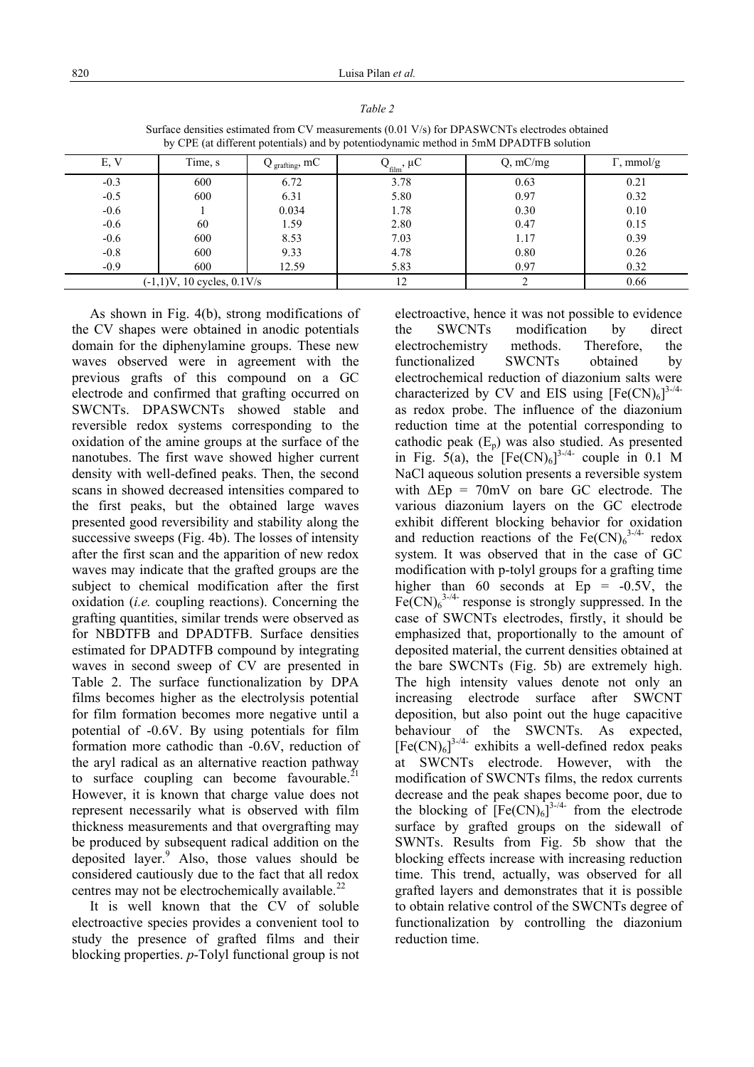*Table 2*

Surface densities estimated from CV measurements (0.01 V/s) for DPASWCNTs electrodes obtained by CPE (at different potentials) and by potentiodynamic method in 5mM DPADTFB solution

| E, V | Time, s | $Q_{grafting}$, mC | $Q_{film}$, μC | Q, mC/mg | Γ, mmol/g |
|---|---|---|---|---|---|
| -0.3 | 600 | 6.72 | 3.78 | 0.63 | 0.21 |
| -0.5 | 600 | 6.31 | 5.80 | 0.97 | 0.32 |
| -0.6 | 1 | 0.034 | 1.78 | 0.30 | 0.10 |
| -0.6 | 60 | 1.59 | 2.80 | 0.47 | 0.15 |
| -0.6 | 600 | 8.53 | 7.03 | 1.17 | 0.39 |
| -0.8 | 600 | 9.33 | 4.78 | 0.80 | 0.26 |
| -0.9 | 600 | 12.59 | 5.83 | 0.97 | 0.32 |
| (-1,1)V, 10 cycles, 0.1V/s | | | 12 | 2 | 0.66 |

As shown in Fig. 4(b), strong modifications of the CV shapes were obtained in anodic potentials domain for the diphenylamine groups. These new waves observed were in agreement with the previous grafts of this compound on a GC electrode and confirmed that grafting occurred on SWCNTs. DPASWCNTs showed stable and reversible redox systems corresponding to the oxidation of the amine groups at the surface of the nanotubes. The first wave showed higher current density with well-defined peaks. Then, the second scans in showed decreased intensities compared to the first peaks, but the obtained large waves presented good reversibility and stability along the successive sweeps (Fig. 4b). The losses of intensity after the first scan and the apparition of new redox waves may indicate that the grafted groups are the subject to chemical modification after the first oxidation (*i.e.* coupling reactions). Concerning the grafting quantities, similar trends were observed as for NBDTFB and DPADTFB. Surface densities estimated for DPADTFB compound by integrating waves in second sweep of CV are presented in Table 2. The surface functionalization by DPA films becomes higher as the electrolysis potential for film formation becomes more negative until a potential of -0.6V. By using potentials for film formation more cathodic than -0.6V, reduction of the aryl radical as an alternative reaction pathway to surface coupling can become favourable.[21] However, it is known that charge value does not represent necessarily what is observed with film thickness measurements and that overgrafting may be produced by subsequent radical addition on the deposited layer.[9] Also, those values should be considered cautiously due to the fact that all redox centres may not be electrochemically available.[22]

It is well known that the CV of soluble electroactive species provides a convenient tool to study the presence of grafted films and their blocking properties. *p*-Tolyl functional group is not electroactive, hence it was not possible to evidence the SWCNTs modification by direct electrochemistry methods. Therefore, the functionalized SWCNTs obtained by electrochemical reduction of diazonium salts were characterized by CV and EIS using $[Fe(CN)_6]^{3-/4-}$ as redox probe. The influence of the diazonium reduction time at the potential corresponding to cathodic peak ($E_p$) was also studied. As presented in Fig. 5(a), the $[Fe(CN)_6]^{3-/4-}$ couple in 0.1 M NaCl aqueous solution presents a reversible system with $\Delta Ep$ = 70mV on bare GC electrode. The various diazonium layers on the GC electrode exhibit different blocking behavior for oxidation and reduction reactions of the $Fe(CN)_6^{3-/4-}$ redox system. It was observed that in the case of GC modification with p-tolyl groups for a grafting time higher than 60 seconds at Ep = -0.5V, the $Fe(CN)_6^{3-/4-}$ response is strongly suppressed. In the case of SWCNTs electrodes, firstly, it should be emphasized that, proportionally to the amount of deposited material, the current densities obtained at the bare SWCNTs (Fig. 5b) are extremely high. The high intensity values denote not only an increasing electrode surface after SWCNT deposition, but also point out the huge capacitive behaviour of the SWCNTs. As expected, $[Fe(CN)_6]^{3-/4-}$ exhibits a well-defined redox peaks at SWCNTs electrode. However, with the modification of SWCNTs films, the redox currents decrease and the peak shapes become poor, due to the blocking of $[Fe(CN)_6]^{3-/4-}$ from the electrode surface by grafted groups on the sidewall of SWNTs. Results from Fig. 5b show that the blocking effects increase with increasing reduction time. This trend, actually, was observed for all grafted layers and demonstrates that it is possible to obtain relative control of the SWCNTs degree of functionalization by controlling the diazonium reduction time.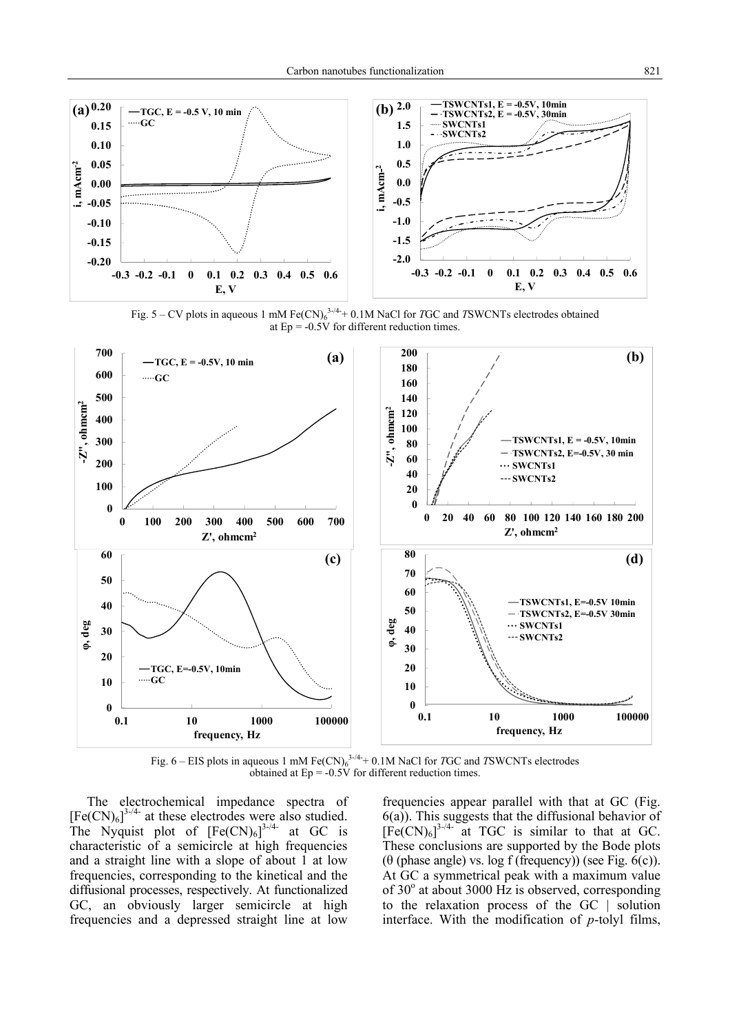(a)
0.20
0.15
0.10
0.05
0.00
-0.05
-0.10
-0.15
-0.20
i, mAcm⁻²
-0.3 -0.2 -0.1 0 0.1 0.2 0.3 0.4 0.5 0.6
E, V
TGC, E = -0.5 V, 10 min
GC

(b)
2.0
1.5
1.0
0.5
0.0
-0.5
-1.0
-1.5
-2.0
i, mAcm⁻²
-0.3 -0.2 -0.1 0 0.1 0.2 0.3 0.4 0.5 0.6
E, V
TSWCNTs1, E = -0.5V, 10min
TSWCNTs2, E = -0.5V, 30min
SWCNTs1
SWCNTs2

Fig. 5 – CV plots in aqueous 1 mM $Fe(CN)_6^{3-/4-}$ + 0.1M NaCl for *T*GC and *T*SWCNTs electrodes obtained at Ep = -0.5V for different reduction times.

(a)
700
600
500
400
300
200
100
0
-Z'', ohmcm²
0 100 200 300 400 500 600 700
Z', ohmcm²
TGC, E = -0.5V, 10 min
GC

(b)
200
180
160
140
120
100
80
60
40
20
0
-Z'', ohmcm²
0 20 40 60 80 100 120 140 160 180 200
Z', ohmcm²
TSWCNTs1, E = -0.5V, 10min
TSWCNTs2, E=-0.5V, 30 min
SWCNTs1
SWCNTs2

(c)
60
50
40
30
20
10
0
φ, deg
0.1 10 1000 100000
frequency, Hz
TGC, E=-0.5V, 10min
GC

(d)
80
70
60
50
40
30
20
10
0
φ, deg
0.1 10 1000 100000
frequency, Hz
TSWCNTs1, E=-0.5V 10min
TSWCNTs2, E=-0.5V 30min
SWCNTs1
SWCNTs2

Fig. 6 – EIS plots in aqueous 1 mM $Fe(CN)_6^{3-/4-}$ + 0.1M NaCl for *T*GC and *T*SWCNTs electrodes obtained at Ep = -0.5V for different reduction times.

The electrochemical impedance spectra of $[Fe(CN)_6]^{3-/4-}$ at these electrodes were also studied. The Nyquist plot of $[Fe(CN)_6]^{3-/4-}$ at GC is characteristic of a semicircle at high frequencies and a straight line with a slope of about 1 at low frequencies, corresponding to the kinetical and the diffusional processes, respectively. At functionalized GC, an obviously larger semicircle at high frequencies and a depressed straight line at low frequencies appear parallel with that at GC (Fig. 6(a)). This suggests that the diffusional behavior of $[Fe(CN)_6]^{3-/4-}$ at TGC is similar to that at GC. These conclusions are supported by the Bode plots (θ (phase angle) vs. log f (frequency)) (see Fig. 6(c)). At GC a symmetrical peak with a maximum value of 30° at about 3000 Hz is observed, corresponding to the relaxation process of the GC | solution interface. With the modification of *p*-tolyl films,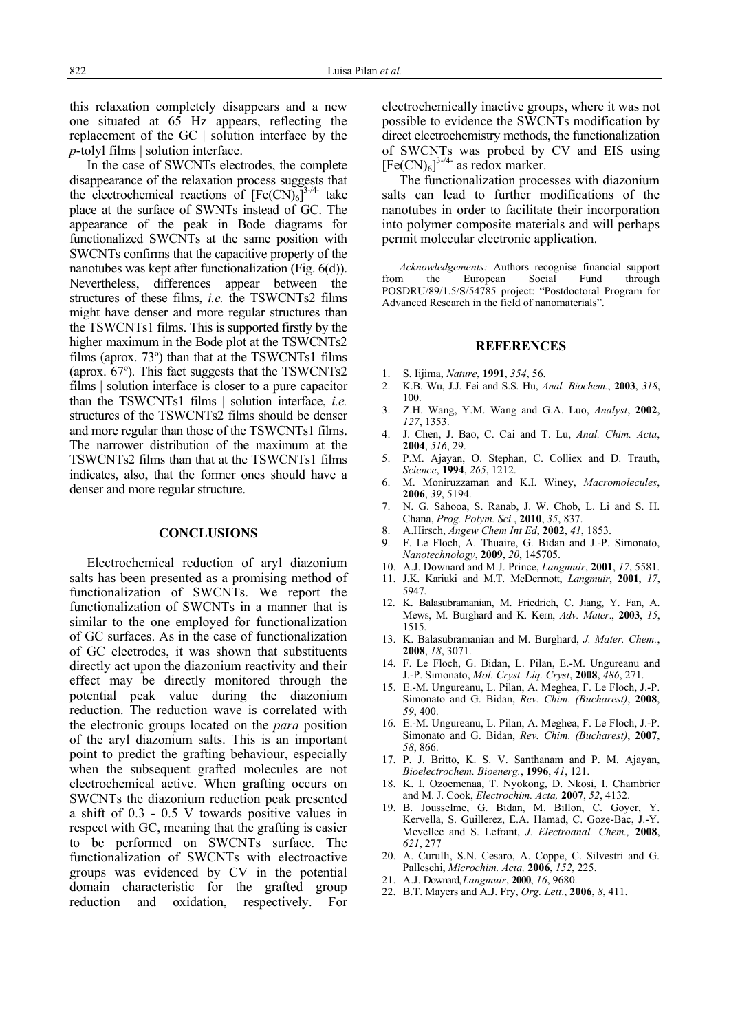this relaxation completely disappears and a new one situated at 65 Hz appears, reflecting the replacement of the GC | solution interface by the *p*-tolyl films | solution interface.

In the case of SWCNTs electrodes, the complete disappearance of the relaxation process suggests that the electrochemical reactions of $[Fe(CN)_6]^{3-/4-}$ take place at the surface of SWNTs instead of GC. The appearance of the peak in Bode diagrams for functionalized SWCNTs at the same position with SWCNTs confirms that the capacitive property of the nanotubes was kept after functionalization (Fig. 6(d)). Nevertheless, differences appear between the structures of these films, *i.e.* the TSWCNTs2 films might have denser and more regular structures than the TSWCNTs1 films. This is supported firstly by the higher maximum in the Bode plot at the TSWCNTs2 films (aprox. 73º) than that at the TSWCNTs1 films (aprox. 67º). This fact suggests that the TSWCNTs2 films | solution interface is closer to a pure capacitor than the TSWCNTs1 films | solution interface, *i.e.* structures of the TSWCNTs2 films should be denser and more regular than those of the TSWCNTs1 films. The narrower distribution of the maximum at the TSWCNTs2 films than that at the TSWCNTs1 films indicates, also, that the former ones should have a denser and more regular structure.

## CONCLUSIONS

Electrochemical reduction of aryl diazonium salts has been presented as a promising method of functionalization of SWCNTs. We report the functionalization of SWCNTs in a manner that is similar to the one employed for functionalization of GC surfaces. As in the case of functionalization of GC electrodes, it was shown that substituents directly act upon the diazonium reactivity and their effect may be directly monitored through the potential peak value during the diazonium reduction. The reduction wave is correlated with the electronic groups located on the *para* position of the aryl diazonium salts. This is an important point to predict the grafting behaviour, especially when the subsequent grafted molecules are not electrochemical active. When grafting occurs on SWCNTs the diazonium reduction peak presented a shift of 0.3 - 0.5 V towards positive values in respect with GC, meaning that the grafting is easier to be performed on SWCNTs surface. The functionalization of SWCNTs with electroactive groups was evidenced by CV in the potential domain characteristic for the grafted group reduction and oxidation, respectively. For electrochemically inactive groups, where it was not possible to evidence the SWCNTs modification by direct electrochemistry methods, the functionalization of SWCNTs was probed by CV and EIS using $[Fe(CN)_6]^{3-/4-}$ as redox marker.

The functionalization processes with diazonium salts can lead to further modifications of the nanotubes in order to facilitate their incorporation into polymer composite materials and will perhaps permit molecular electronic application.

*Acknowledgements:* Authors recognise financial support from the European Social Fund through POSDRU/89/1.5/S/54785 project: "Postdoctoral Program for Advanced Research in the field of nanomaterials".

## REFERENCES

1. S. Iijima, *Nature*, **1991**, *354*, 56.
2. K.B. Wu, J.J. Fei and S.S. Hu, *Anal. Biochem.*, **2003**, *318*, 100.
3. Z.H. Wang, Y.M. Wang and G.A. Luo, *Analyst*, **2002**, *127*, 1353.
4. J. Chen, J. Bao, C. Cai and T. Lu, *Anal. Chim. Acta*, **2004**, *516*, 29.
5. P.M. Ajayan, O. Stephan, C. Colliex and D. Trauth, *Science*, **1994**, *265*, 1212.
6. M. Moniruzzaman and K.I. Winey, *Macromolecules*, **2006**, *39*, 5194.
7. N. G. Sahooa, S. Ranab, J. W. Chob, L. Li and S. H. Chana, *Prog. Polym. Sci.*, **2010**, *35*, 837.
8. A.Hirsch, *Angew Chem Int Ed*, **2002**, *41*, 1853.
9. F. Le Floch, A. Thuaire, G. Bidan and J.-P. Simonato, *Nanotechnology*, **2009**, *20*, 145705.
10. A.J. Downard and M.J. Prince, *Langmuir*, **2001**, *17*, 5581.
11. J.K. Kariuki and M.T. McDermott, *Langmuir*, **2001**, *17*, 5947.
12. K. Balasubramanian, M. Friedrich, C. Jiang, Y. Fan, A. Mews, M. Burghard and K. Kern, *Adv. Mater*., **2003**, *15*, 1515.
13. K. Balasubramanian and M. Burghard, *J. Mater. Chem.*, **2008**, *18*, 3071.
14. F. Le Floch, G. Bidan, L. Pilan, E.-M. Ungureanu and J.-P. Simonato, *Mol. Cryst. Liq. Cryst*, **2008**, *486*, 271.
15. E.-M. Ungureanu, L. Pilan, A. Meghea, F. Le Floch, J.-P. Simonato and G. Bidan, *Rev. Chim. (Bucharest)*, **2008**, *59*, 400.
16. E.-M. Ungureanu, L. Pilan, A. Meghea, F. Le Floch, J.-P. Simonato and G. Bidan, *Rev. Chim. (Bucharest)*, **2007**, *58*, 866.
17. P. J. Britto, K. S. V. Santhanam and P. M. Ajayan, *Bioelectrochem. Bioenerg.*, **1996**, *41*, 121.
18. K. I. Ozoemenaa, T. Nyokong, D. Nkosi, I. Chambrier and M. J. Cook, *Electrochim. Acta,* **2007**, *52*, 4132.
19. B. Jousselme, G. Bidan, M. Billon, C. Goyer, Y. Kervella, S. Guillerez, E.A. Hamad, C. Goze-Bac, J.-Y. Mevellec and S. Lefrant, *J. Electroanal. Chem.,* **2008**, *621*, 277
20. A. Curulli, S.N. Cesaro, A. Coppe, C. Silvestri and G. Palleschi, *Microchim. Acta,* **2006**, *152*, 225.
21. A.J. Downard, *Langmuir*, **2000**, *16*, 9680.
22. B.T. Mayers and A.J. Fry, *Org. Lett*., **2006**, *8*, 411.